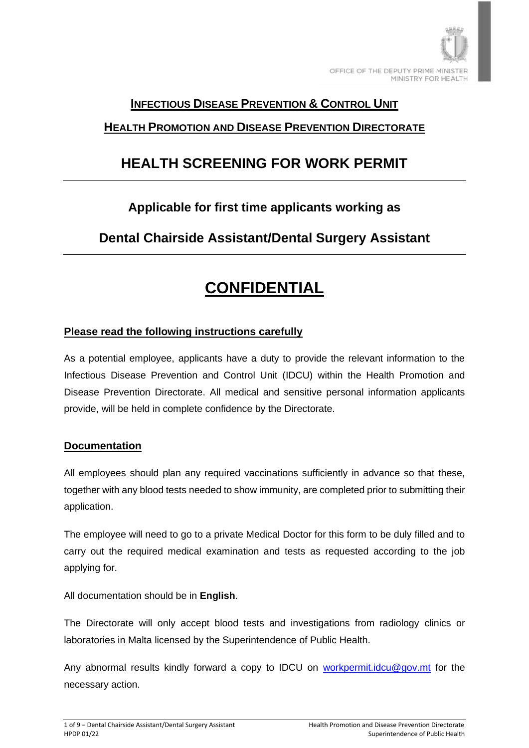OFFICE OF THE DEPUTY PRIME MINISTER
MINISTRY FOR HEALTH

## Infectious Disease Prevention & Control Unit

## Health Promotion and Disease Prevention Directorate

# HEALTH SCREENING FOR WORK PERMIT

### Applicable for first time applicants working as

### Dental Chairside Assistant/Dental Surgery Assistant

# CONFIDENTIAL

**Please read the following instructions carefully**

As a potential employee, applicants have a duty to provide the relevant information to the Infectious Disease Prevention and Control Unit (IDCU) within the Health Promotion and Disease Prevention Directorate. All medical and sensitive personal information applicants provide, will be held in complete confidence by the Directorate.

**Documentation**

All employees should plan any required vaccinations sufficiently in advance so that these, together with any blood tests needed to show immunity, are completed prior to submitting their application.

The employee will need to go to a private Medical Doctor for this form to be duly filled and to carry out the required medical examination and tests as requested according to the job applying for.

All documentation should be in **English**.

The Directorate will only accept blood tests and investigations from radiology clinics or laboratories in Malta licensed by the Superintendence of Public Health.

Any abnormal results kindly forward a copy to IDCU on workpermit.idcu@gov.mt for the necessary action.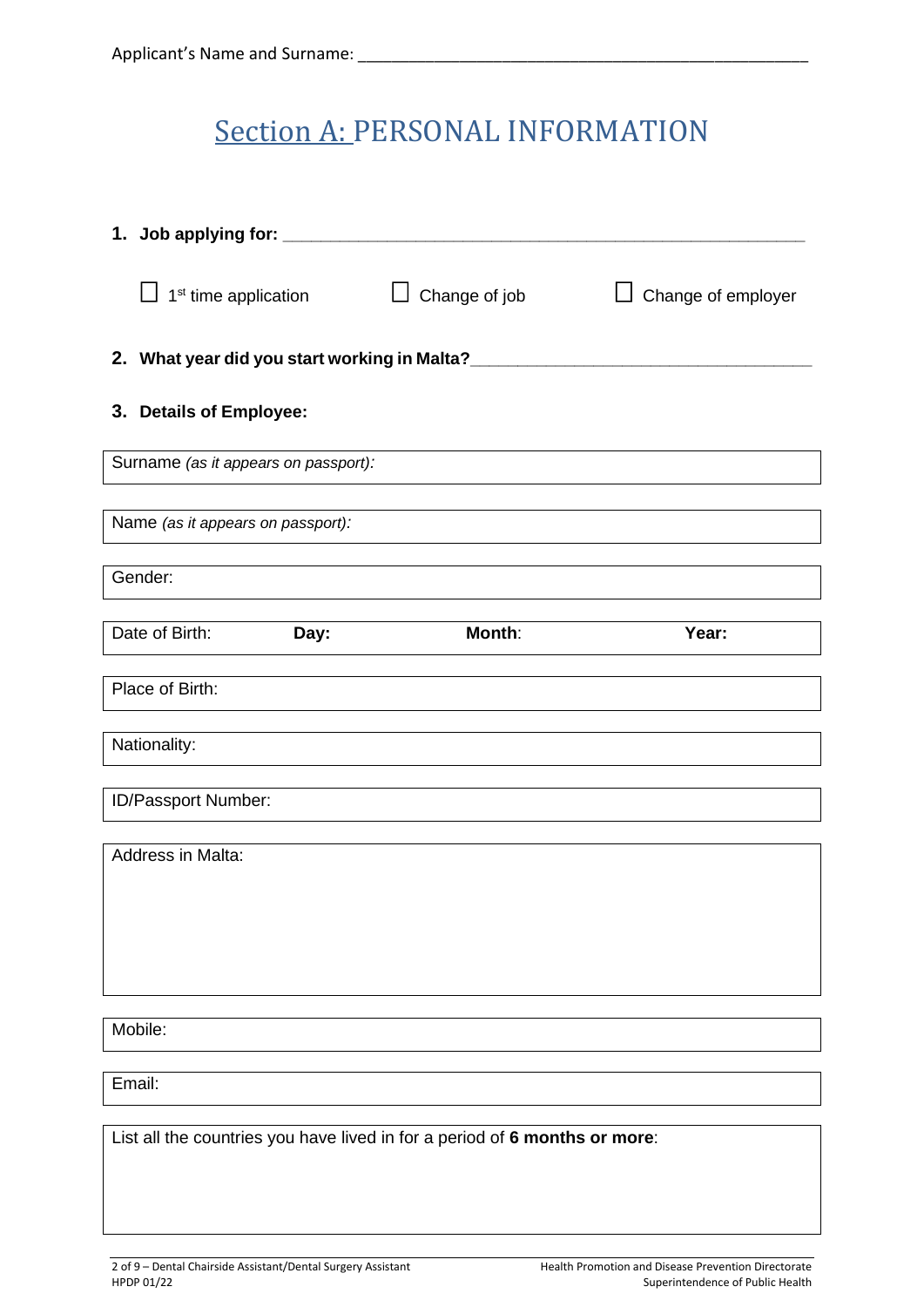Applicant's Name and Surname: ____________________________________________________

# Section A: PERSONAL INFORMATION

**1. Job applying for: ____________________________________________________**

☐ 1st time application ☐ Change of job ☐ Change of employer

**2. What year did you start working in Malta?________________________________**

**3. Details of Employee:**

Surname *(as it appears on passport):*

Name *(as it appears on passport):*

Gender:

Date of Birth: **Day:** **Month**: **Year:**

Place of Birth:

Nationality:

ID/Passport Number:

Address in Malta:

Mobile:

Email:

List all the countries you have lived in for a period of **6 months or more**:

2 of 9 – Dental Chairside Assistant/Dental Surgery Assistant
HPDP 01/22

Health Promotion and Disease Prevention Directorate
Superintendence of Public Health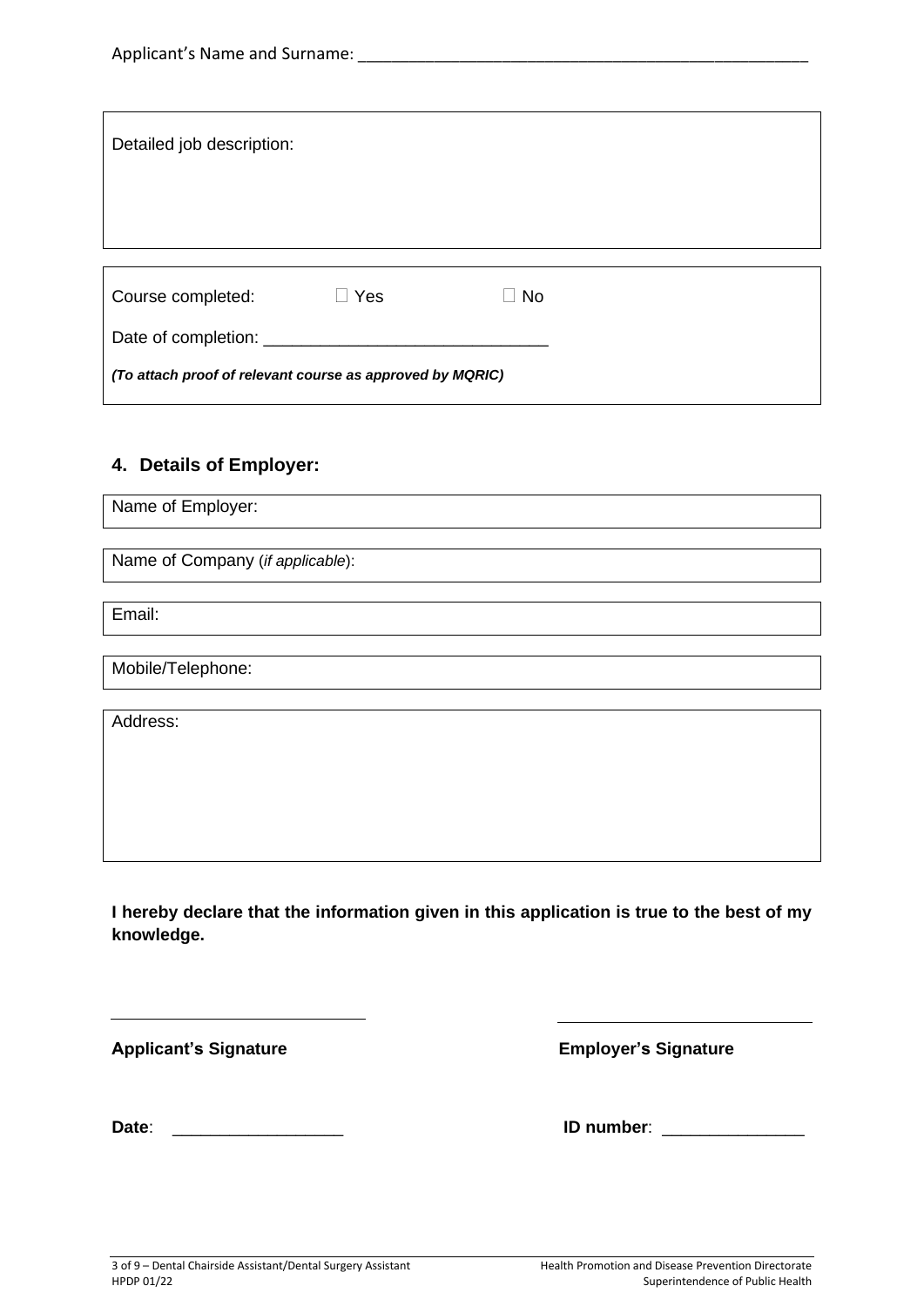Applicant's Name and Surname: ___________________________________________________

Detailed job description:

Course completed: ☐ Yes ☐ No

Date of completion: ______________________________

***(To attach proof of relevant course as approved by MQRIC)***

## 4. Details of Employer:

Name of Employer:

Name of Company (*if applicable*):

Email:

Mobile/Telephone:

Address:

**I hereby declare that the information given in this application is true to the best of my knowledge.**

______________________________ ______________________________

**Applicant's Signature** **Employer's Signature**

**Date**: __________________ **ID number**: _______________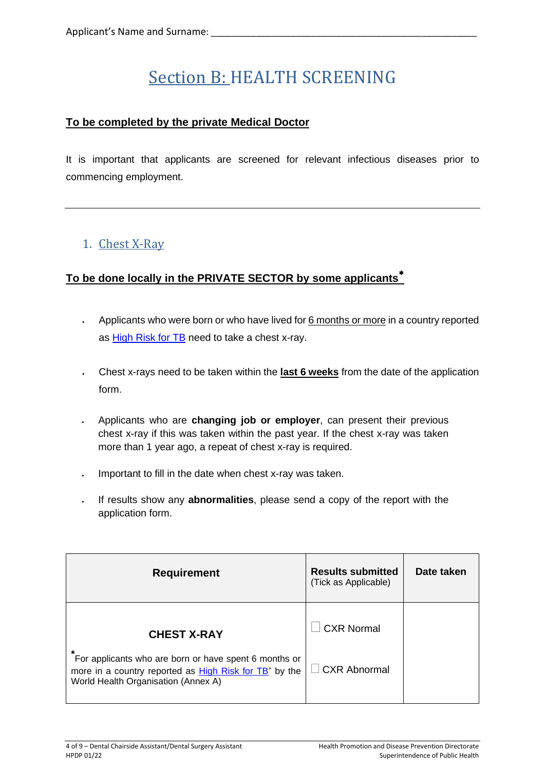Applicant's Name and Surname: ____________________________________________________

# Section B: HEALTH SCREENING

**To be completed by the private Medical Doctor**

It is important that applicants are screened for relevant infectious diseases prior to commencing employment.

---

## 1. Chest X-Ray

**To be done locally in the PRIVATE SECTOR by some applicants***

- Applicants who were born or who have lived for 6 months or more in a country reported as [High Risk for TB](#) need to take a chest x-ray.
- Chest x-rays need to be taken within the **last 6 weeks** from the date of the application form.
- Applicants who are **changing job or employer**, can present their previous chest x-ray if this was taken within the past year. If the chest x-ray was taken more than 1 year ago, a repeat of chest x-ray is required.
- Important to fill in the date when chest x-ray was taken.
- If results show any **abnormalities**, please send a copy of the report with the application form.

| Requirement | Results submitted (Tick as Applicable) | Date taken |
|---|---|---|
| **CHEST X-RAY**<br>*For applicants who are born or have spent 6 months or more in a country reported as [High Risk for TB](#)* by the World Health Organisation (Annex A) | ☐ CXR Normal<br>☐ CXR Abnormal | |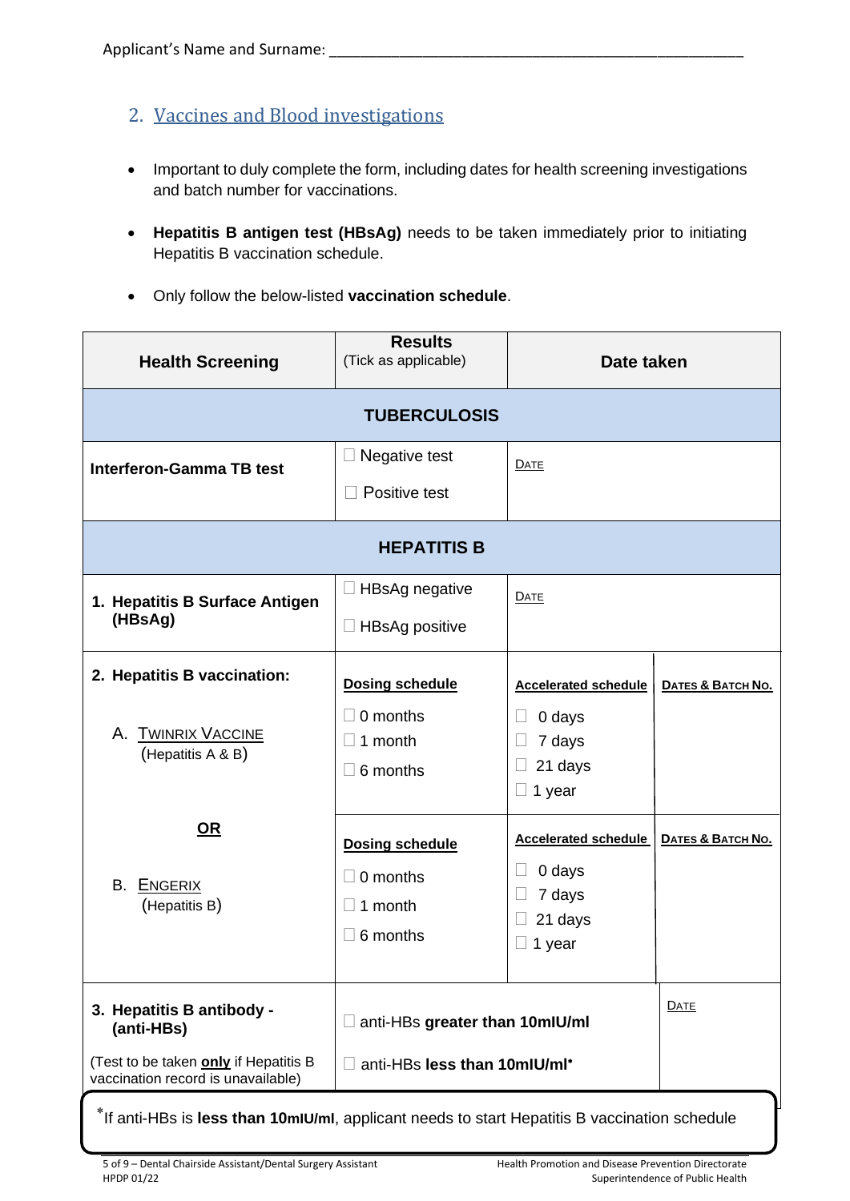Applicant's Name and Surname: ____________________________________________________

## 2. Vaccines and Blood investigations

- Important to duly complete the form, including dates for health screening investigations and batch number for vaccinations.
- **Hepatitis B antigen test (HBsAg)** needs to be taken immediately prior to initiating Hepatitis B vaccination schedule.
- Only follow the below-listed **vaccination schedule**.

| **Health Screening** | **Results** (Tick as applicable) | **Date taken** | |
|---|---|---|---|
| **TUBERCULOSIS** | | | |
| **Interferon-Gamma TB test** | ☐ Negative test<br>☐ Positive test | DATE | |
| **HEPATITIS B** | | | |
| **1. Hepatitis B Surface Antigen (HBsAg)** | ☐ HBsAg negative<br>☐ HBsAg positive | DATE | |
| **2. Hepatitis B vaccination:**<br>A. TWINRIX VACCINE (Hepatitis A & B) | **Dosing schedule**<br>☐ 0 months<br>☐ 1 month<br>☐ 6 months | **Accelerated schedule**<br>☐ 0 days<br>☐ 7 days<br>☐ 21 days<br>☐ 1 year | **DATES & BATCH NO.** |
| **OR**<br>B. ENGERIX (Hepatitis B) | **Dosing schedule**<br>☐ 0 months<br>☐ 1 month<br>☐ 6 months | **Accelerated schedule**<br>☐ 0 days<br>☐ 7 days<br>☐ 21 days<br>☐ 1 year | **DATES & BATCH NO.** |
| **3. Hepatitis B antibody - (anti-HBs)**<br>(Test to be taken **only** if Hepatitis B vaccination record is unavailable) | ☐ anti-HBs **greater than 10mIU/ml**<br>☐ anti-HBs **less than 10mIU/ml***| | DATE |

*If anti-HBs is **less than 10mIU/ml**, applicant needs to start Hepatitis B vaccination schedule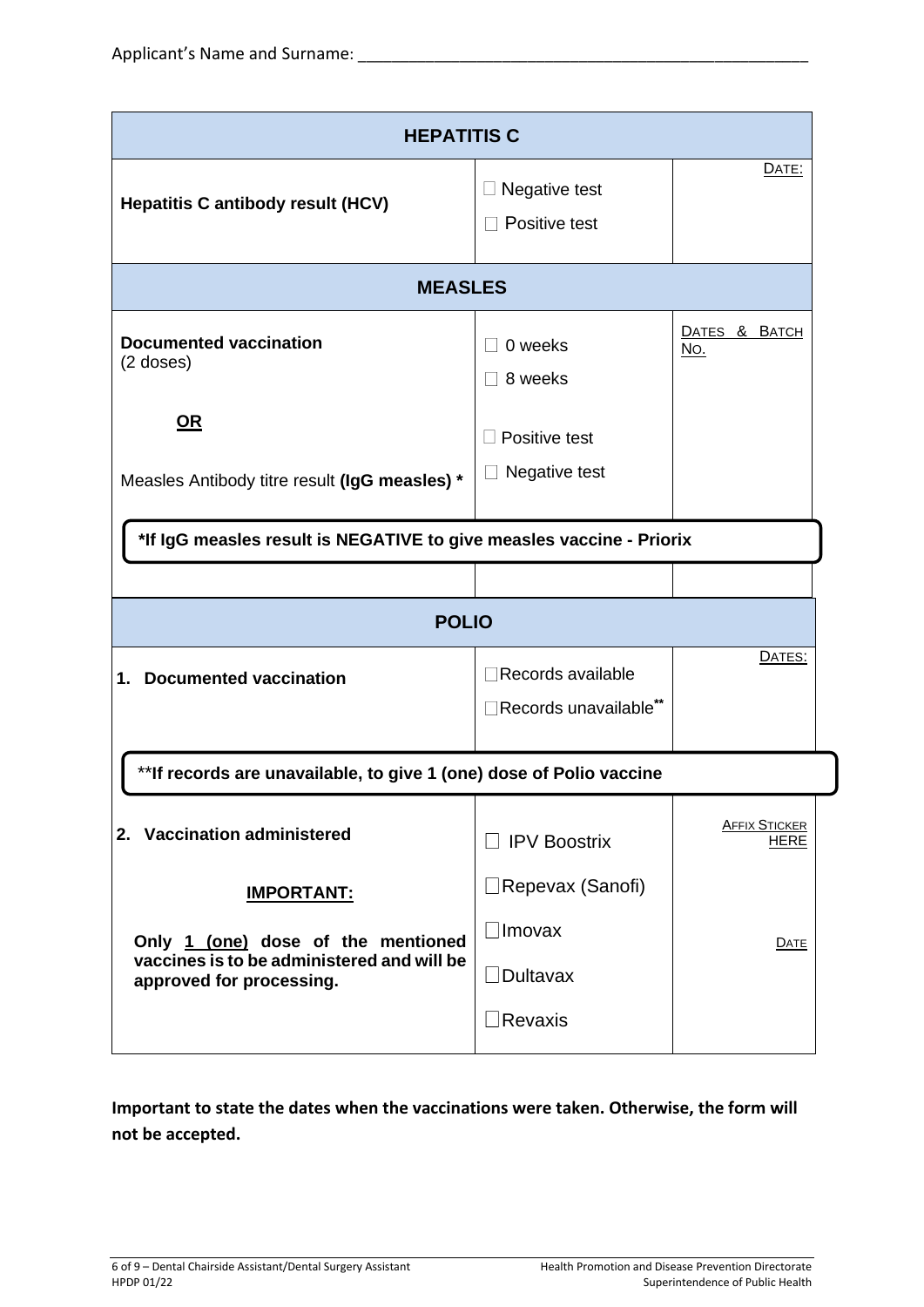Applicant's Name and Surname: ____________________________________________________

| HEPATITIS C | | |
|---|---|---|
| **Hepatitis C antibody result (HCV)** | ☐ Negative test<br>☐ Positive test | DATE: |

| MEASLES | | |
|---|---|---|
| **Documented vaccination** (2 doses) | ☐ 0 weeks<br>☐ 8 weeks | DATES & BATCH NO. |
| **OR** | | |
| Measles Antibody titre result **(IgG measles) *** | ☐ Positive test<br>☐ Negative test | |

**\*If IgG measles result is NEGATIVE to give measles vaccine - Priorix**

| POLIO | | |
|---|---|---|
| **1. Documented vaccination** | ☐Records available<br>☐Records unavailable** | DATES: |

**\*\*If records are unavailable, to give 1 (one) dose of Polio vaccine**

| | | |
|---|---|---|
| **2. Vaccination administered**<br><br>**IMPORTANT:**<br><br>**Only 1 (one) dose of the mentioned vaccines is to be administered and will be approved for processing.** | ☐ IPV Boostrix<br>☐Repevax (Sanofi)<br>☐Imovax<br>☐Dultavax<br>☐Revaxis | AFFIX STICKER HERE<br><br>DATE |

**Important to state the dates when the vaccinations were taken. Otherwise, the form will not be accepted.**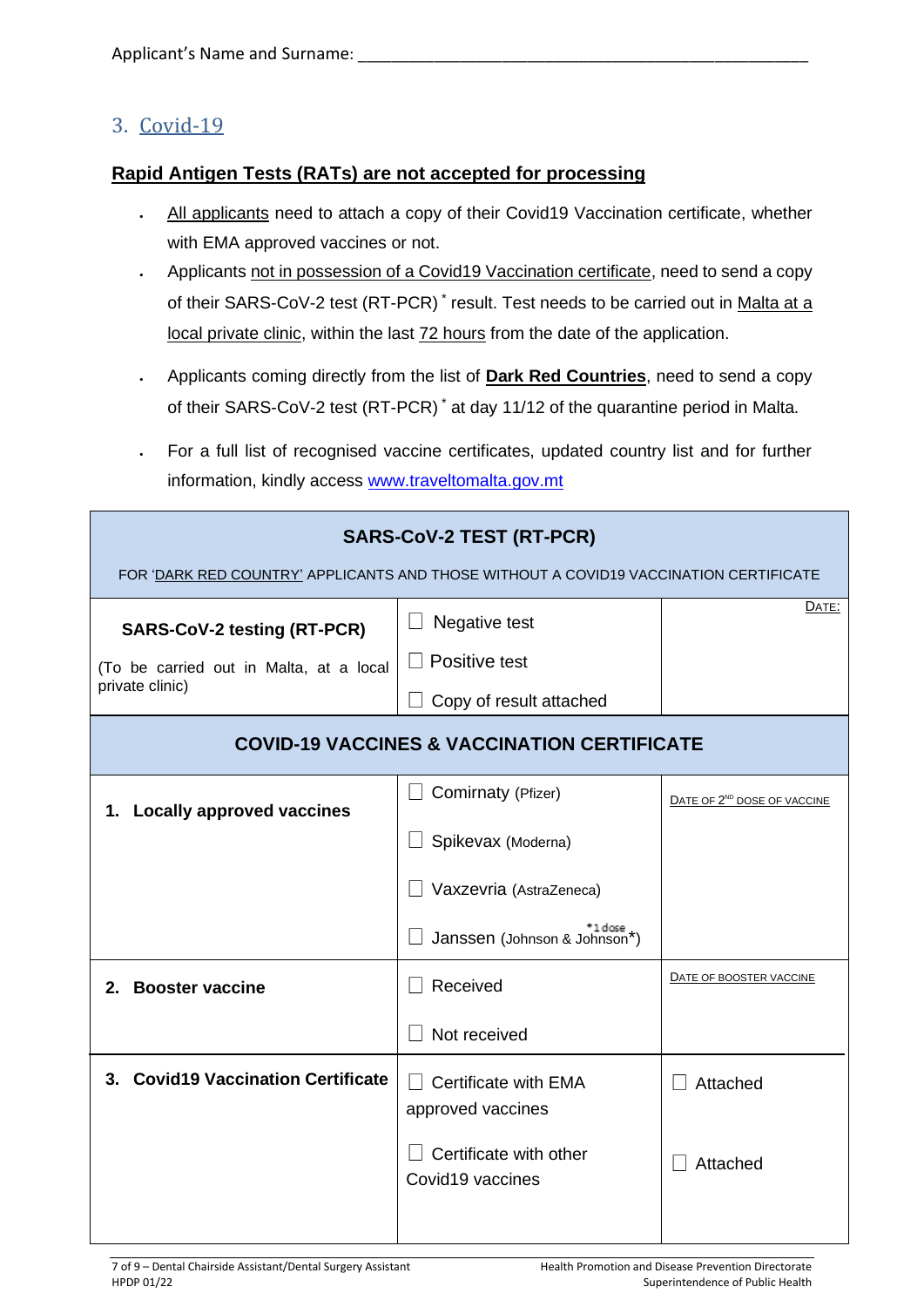Applicant's Name and Surname: ____________________________________________________

## 3. Covid-19

**Rapid Antigen Tests (RATs) are not accepted for processing**

- All applicants need to attach a copy of their Covid19 Vaccination certificate, whether with EMA approved vaccines or not.
- Applicants not in possession of a Covid19 Vaccination certificate, need to send a copy of their SARS-CoV-2 test (RT-PCR) * result. Test needs to be carried out in Malta at a local private clinic, within the last 72 hours from the date of the application.
- Applicants coming directly from the list of **Dark Red Countries**, need to send a copy of their SARS-CoV-2 test (RT-PCR) * at day 11/12 of the quarantine period in Malta.
- For a full list of recognised vaccine certificates, updated country list and for further information, kindly access www.traveltomalta.gov.mt

| **SARS-CoV-2 TEST (RT-PCR)**<br>FOR 'DARK RED COUNTRY' APPLICANTS AND THOSE WITHOUT A COVID19 VACCINATION CERTIFICATE | | |
|---|---|---|
| **SARS-CoV-2 testing (RT-PCR)**<br>(To be carried out in Malta, at a local private clinic) | ☐ Negative test<br>☐ Positive test<br>☐ Copy of result attached | DATE: |
| **COVID-19 VACCINES & VACCINATION CERTIFICATE** | | |
| **1. Locally approved vaccines** | ☐ Comirnaty (Pfizer)<br>☐ Spikevax (Moderna)<br>☐ Vaxzevria (AstraZeneca)<br>☐ Janssen (Johnson & Johnson*) *1 dose | DATE OF 2ND DOSE OF VACCINE |
| **2. Booster vaccine** | ☐ Received<br>☐ Not received | DATE OF BOOSTER VACCINE |
| **3. Covid19 Vaccination Certificate** | ☐ Certificate with EMA approved vaccines<br>☐ Certificate with other Covid19 vaccines | ☐ Attached<br>☐ Attached |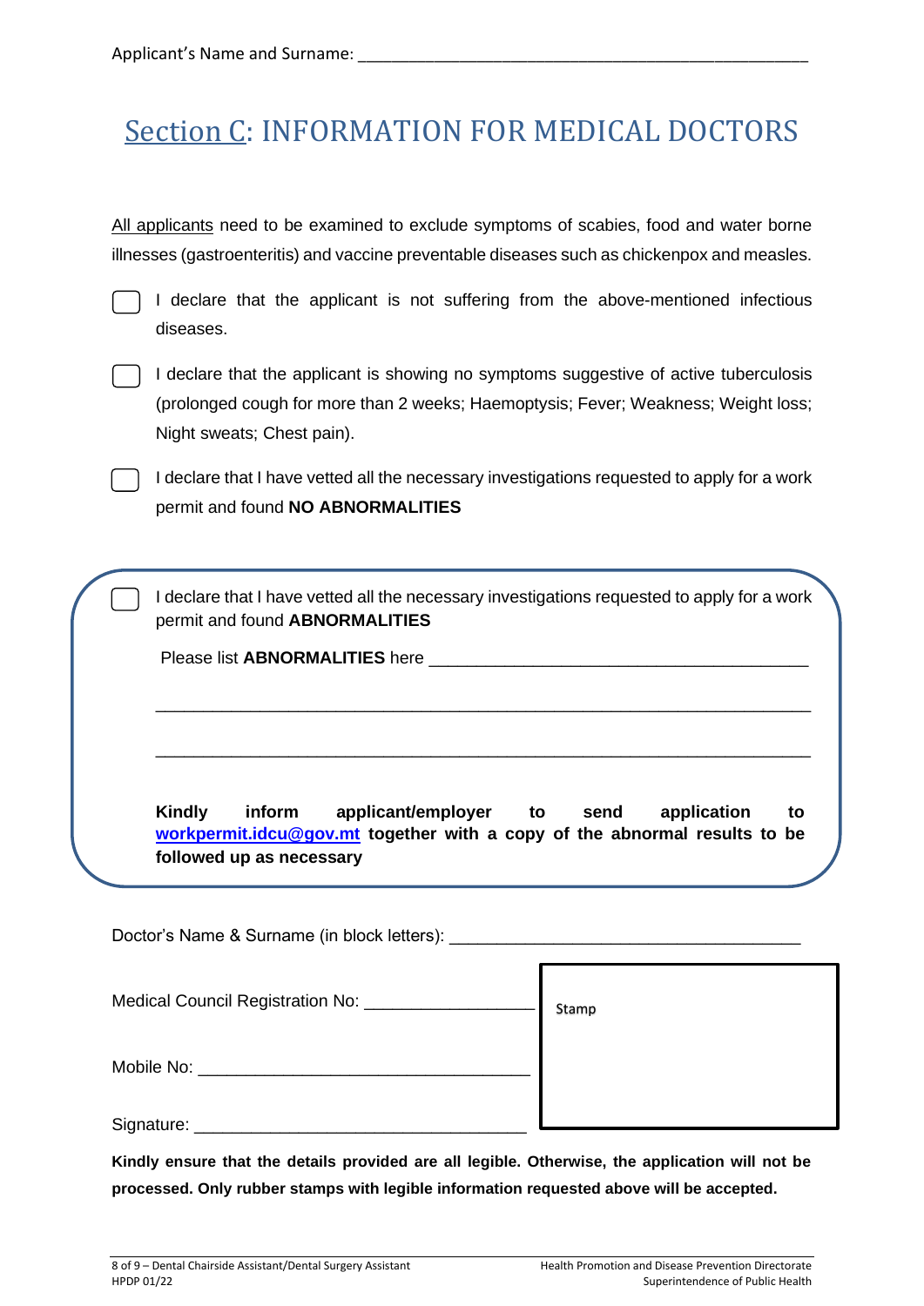Applicant's Name and Surname: \_\_\_\_\_\_\_\_\_\_\_\_\_\_\_\_\_\_\_\_\_\_\_\_\_\_\_\_\_\_\_\_\_\_\_\_\_\_\_\_\_\_\_\_\_\_

# Section C: INFORMATION FOR MEDICAL DOCTORS

All applicants need to be examined to exclude symptoms of scabies, food and water borne illnesses (gastroenteritis) and vaccine preventable diseases such as chickenpox and measles.

- ☐ I declare that the applicant is not suffering from the above-mentioned infectious diseases.
- ☐ I declare that the applicant is showing no symptoms suggestive of active tuberculosis (prolonged cough for more than 2 weeks; Haemoptysis; Fever; Weakness; Weight loss; Night sweats; Chest pain).
- ☐ I declare that I have vetted all the necessary investigations requested to apply for a work permit and found **NO ABNORMALITIES**

---

- ☐ I declare that I have vetted all the necessary investigations requested to apply for a work permit and found **ABNORMALITIES**

Please list **ABNORMALITIES** here \_\_\_\_\_\_\_\_\_\_\_\_\_\_\_\_\_\_\_\_\_\_\_\_\_\_\_\_\_\_\_\_\_\_\_\_\_\_\_\_

\_\_\_\_\_\_\_\_\_\_\_\_\_\_\_\_\_\_\_\_\_\_\_\_\_\_\_\_\_\_\_\_\_\_\_\_\_\_\_\_\_\_\_\_\_\_\_\_\_\_\_\_\_\_\_\_\_\_\_\_\_\_\_\_\_\_

\_\_\_\_\_\_\_\_\_\_\_\_\_\_\_\_\_\_\_\_\_\_\_\_\_\_\_\_\_\_\_\_\_\_\_\_\_\_\_\_\_\_\_\_\_\_\_\_\_\_\_\_\_\_\_\_\_\_\_\_\_\_\_\_\_\_

**Kindly inform applicant/employer to send application to [workpermit.idcu@gov.mt](mailto:workpermit.idcu@gov.mt) together with a copy of the abnormal results to be followed up as necessary**

---

Doctor's Name & Surname (in block letters): \_\_\_\_\_\_\_\_\_\_\_\_\_\_\_\_\_\_\_\_\_\_\_\_\_\_\_\_\_\_\_\_\_\_\_\_

Medical Council Registration No: \_\_\_\_\_\_\_\_\_\_\_\_\_\_\_\_\_\_

Mobile No: \_\_\_\_\_\_\_\_\_\_\_\_\_\_\_\_\_\_\_\_\_\_\_\_\_\_\_\_\_\_\_\_\_\_

Signature: \_\_\_\_\_\_\_\_\_\_\_\_\_\_\_\_\_\_\_\_\_\_\_\_\_\_\_\_\_\_\_\_\_\_

Stamp

**Kindly ensure that the details provided are all legible. Otherwise, the application will not be processed. Only rubber stamps with legible information requested above will be accepted.**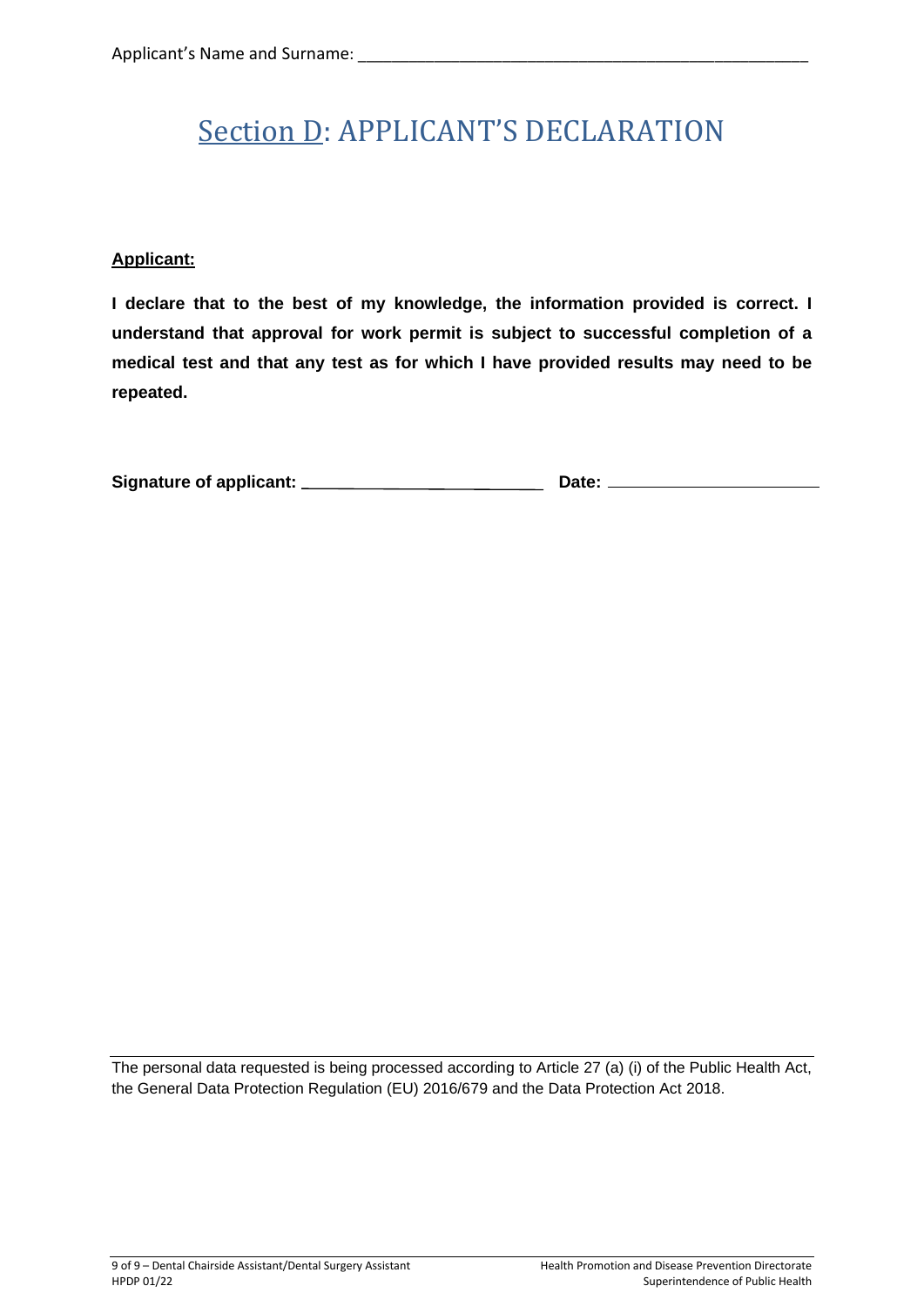Applicant's Name and Surname: ___________________________________________________

# Section D: APPLICANT'S DECLARATION

**Applicant:**

**I declare that to the best of my knowledge, the information provided is correct. I understand that approval for work permit is subject to successful completion of a medical test and that any test as for which I have provided results may need to be repeated.**

**Signature of applicant:** ______________________________ **Date:** ________________________

The personal data requested is being processed according to Article 27 (a) (i) of the Public Health Act, the General Data Protection Regulation (EU) 2016/679 and the Data Protection Act 2018.